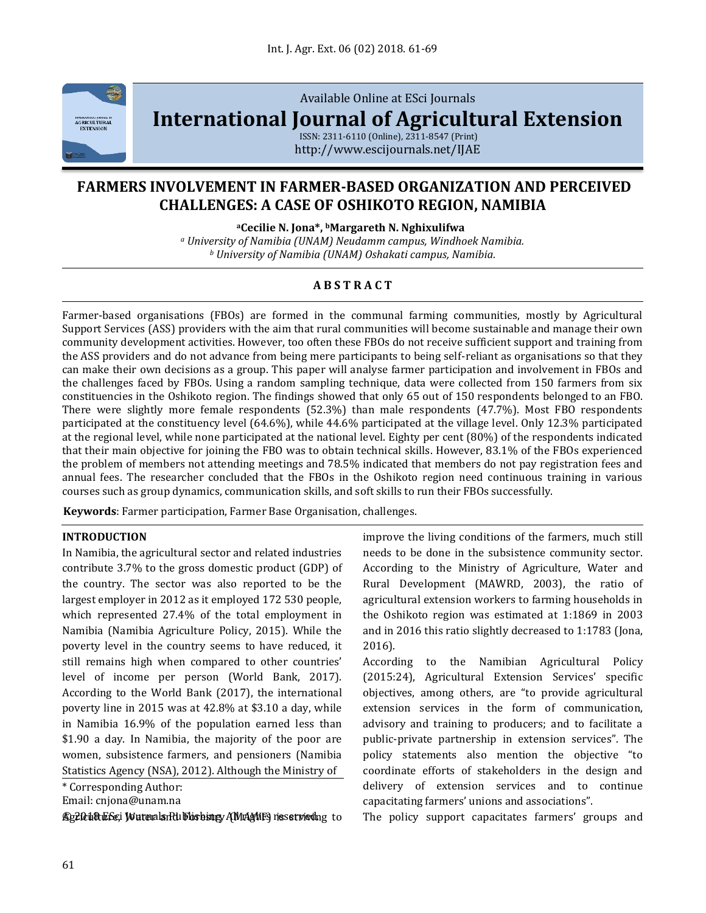Available Online at ESci Journals

# International Journal of Agricultural Extension

ISSN: 2311-6110 (Online), 2311-8547 (Print)
http://www.escijournals.net/IJAE

## FARMERS INVOLVEMENT IN FARMER-BASED ORGANIZATION AND PERCEIVED CHALLENGES: A CASE OF OSHIKOTO REGION, NAMIBIA

**[a]Cecilie N. Jona*, [b]Margareth N. Nghixulifwa**

[a] *University of Namibia (UNAM) Neudamm campus, Windhoek Namibia.*
[b] *University of Namibia (UNAM) Oshakati campus, Namibia.*

### A B S T R A C T

Farmer-based organisations (FBOs) are formed in the communal farming communities, mostly by Agricultural Support Services (ASS) providers with the aim that rural communities will become sustainable and manage their own community development activities. However, too often these FBOs do not receive sufficient support and training from the ASS providers and do not advance from being mere participants to being self-reliant as organisations so that they can make their own decisions as a group. This paper will analyse farmer participation and involvement in FBOs and the challenges faced by FBOs. Using a random sampling technique, data were collected from 150 farmers from six constituencies in the Oshikoto region. The findings showed that only 65 out of 150 respondents belonged to an FBO. There were slightly more female respondents (52.3%) than male respondents (47.7%). Most FBO respondents participated at the constituency level (64.6%), while 44.6% participated at the village level. Only 12.3% participated at the regional level, while none participated at the national level. Eighty per cent (80%) of the respondents indicated that their main objective for joining the FBO was to obtain technical skills. However, 83.1% of the FBOs experienced the problem of members not attending meetings and 78.5% indicated that members do not pay registration fees and annual fees. The researcher concluded that the FBOs in the Oshikoto region need continuous training in various courses such as group dynamics, communication skills, and soft skills to run their FBOs successfully.

**Keywords**: Farmer participation, Farmer Base Organisation, challenges.

### INTRODUCTION

In Namibia, the agricultural sector and related industries contribute 3.7% to the gross domestic product (GDP) of the country. The sector was also reported to be the largest employer in 2012 as it employed 172 530 people, which represented 27.4% of the total employment in Namibia (Namibia Agriculture Policy, 2015). While the poverty level in the country seems to have reduced, it still remains high when compared to other countries' level of income per person (World Bank, 2017). According to the World Bank (2017), the international poverty line in 2015 was at 42.8% at $3.10 a day, while in Namibia 16.9% of the population earned less than $1.90 a day. In Namibia, the majority of the poor are women, subsistence farmers, and pensioners (Namibia Statistics Agency (NSA), 2012). Although the Ministry of Agriculture, Water and Forestry (MAWF) is striving to improve the living conditions of the farmers, much still needs to be done in the subsistence community sector. According to the Ministry of Agriculture, Water and Rural Development (MAWRD, 2003), the ratio of agricultural extension workers to farming households in the Oshikoto region was estimated at 1:1869 in 2003 and in 2016 this ratio slightly decreased to 1:1783 (Jona, 2016).

According to the Namibian Agricultural Policy (2015:24), Agricultural Extension Services' specific objectives, among others, are "to provide agricultural extension services in the form of communication, advisory and training to producers; and to facilitate a public-private partnership in extension services". The policy statements also mention the objective "to coordinate efforts of stakeholders in the design and delivery of extension services and to continue capacitating farmers' unions and associations".

The policy support capacitates farmers' groups and

* Corresponding Author:
Email: cnjona@unam.na

© 2018 ESci Journals Publishing. All rights reserved.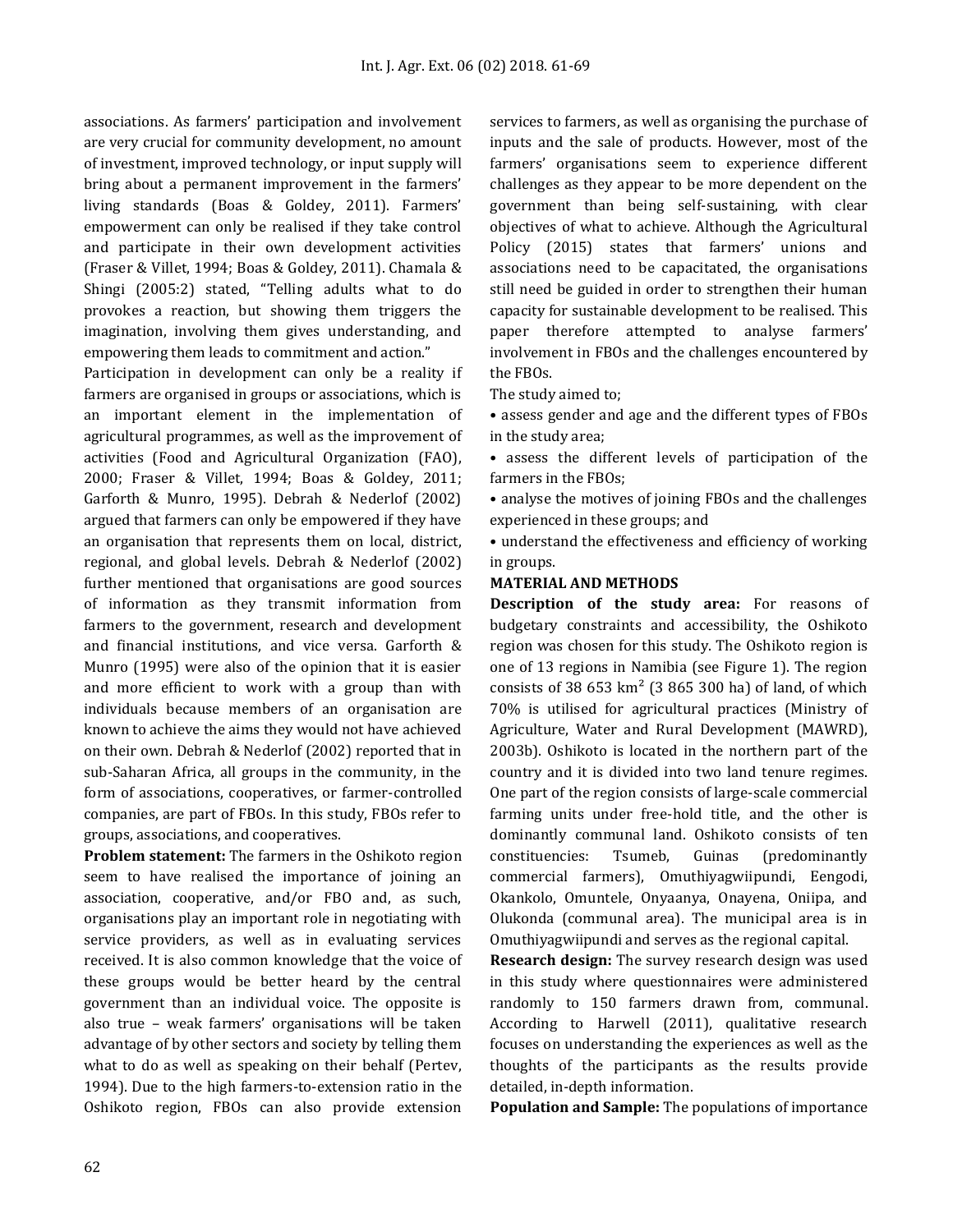associations. As farmers' participation and involvement are very crucial for community development, no amount of investment, improved technology, or input supply will bring about a permanent improvement in the farmers' living standards (Boas & Goldey, 2011). Farmers' empowerment can only be realised if they take control and participate in their own development activities (Fraser & Villet, 1994; Boas & Goldey, 2011). Chamala & Shingi (2005:2) stated, "Telling adults what to do provokes a reaction, but showing them triggers the imagination, involving them gives understanding, and empowering them leads to commitment and action."

Participation in development can only be a reality if farmers are organised in groups or associations, which is an important element in the implementation of agricultural programmes, as well as the improvement of activities (Food and Agricultural Organization (FAO), 2000; Fraser & Villet, 1994; Boas & Goldey, 2011; Garforth & Munro, 1995). Debrah & Nederlof (2002) argued that farmers can only be empowered if they have an organisation that represents them on local, district, regional, and global levels. Debrah & Nederlof (2002) further mentioned that organisations are good sources of information as they transmit information from farmers to the government, research and development and financial institutions, and vice versa. Garforth & Munro (1995) were also of the opinion that it is easier and more efficient to work with a group than with individuals because members of an organisation are known to achieve the aims they would not have achieved on their own. Debrah & Nederlof (2002) reported that in sub-Saharan Africa, all groups in the community, in the form of associations, cooperatives, or farmer-controlled companies, are part of FBOs. In this study, FBOs refer to groups, associations, and cooperatives.

**Problem statement:** The farmers in the Oshikoto region seem to have realised the importance of joining an association, cooperative, and/or FBO and, as such, organisations play an important role in negotiating with service providers, as well as in evaluating services received. It is also common knowledge that the voice of these groups would be better heard by the central government than an individual voice. The opposite is also true – weak farmers' organisations will be taken advantage of by other sectors and society by telling them what to do as well as speaking on their behalf (Pertev, 1994). Due to the high farmers-to-extension ratio in the Oshikoto region, FBOs can also provide extension services to farmers, as well as organising the purchase of inputs and the sale of products. However, most of the farmers' organisations seem to experience different challenges as they appear to be more dependent on the government than being self-sustaining, with clear objectives of what to achieve. Although the Agricultural Policy (2015) states that farmers' unions and associations need to be capacitated, the organisations still need be guided in order to strengthen their human capacity for sustainable development to be realised. This paper therefore attempted to analyse farmers' involvement in FBOs and the challenges encountered by the FBOs.

The study aimed to;

- assess gender and age and the different types of FBOs in the study area;
- assess the different levels of participation of the farmers in the FBOs;
- analyse the motives of joining FBOs and the challenges experienced in these groups; and
- understand the effectiveness and efficiency of working in groups.

## MATERIAL AND METHODS

**Description of the study area:** For reasons of budgetary constraints and accessibility, the Oshikoto region was chosen for this study. The Oshikoto region is one of 13 regions in Namibia (see Figure 1). The region consists of 38 653 km² (3 865 300 ha) of land, of which 70% is utilised for agricultural practices (Ministry of Agriculture, Water and Rural Development (MAWRD), 2003b). Oshikoto is located in the northern part of the country and it is divided into two land tenure regimes. One part of the region consists of large-scale commercial farming units under free-hold title, and the other is dominantly communal land. Oshikoto consists of ten constituencies: Tsumeb, Guinas (predominantly commercial farmers), Omuthiyagwiipundi, Eengodi, Okankolo, Omuntele, Onyaanya, Onayena, Oniipa, and Olukonda (communal area). The municipal area is in Omuthiyagwiipundi and serves as the regional capital.

**Research design:** The survey research design was used in this study where questionnaires were administered randomly to 150 farmers drawn from, communal. According to Harwell (2011), qualitative research focuses on understanding the experiences as well as the thoughts of the participants as the results provide detailed, in-depth information.

**Population and Sample:** The populations of importance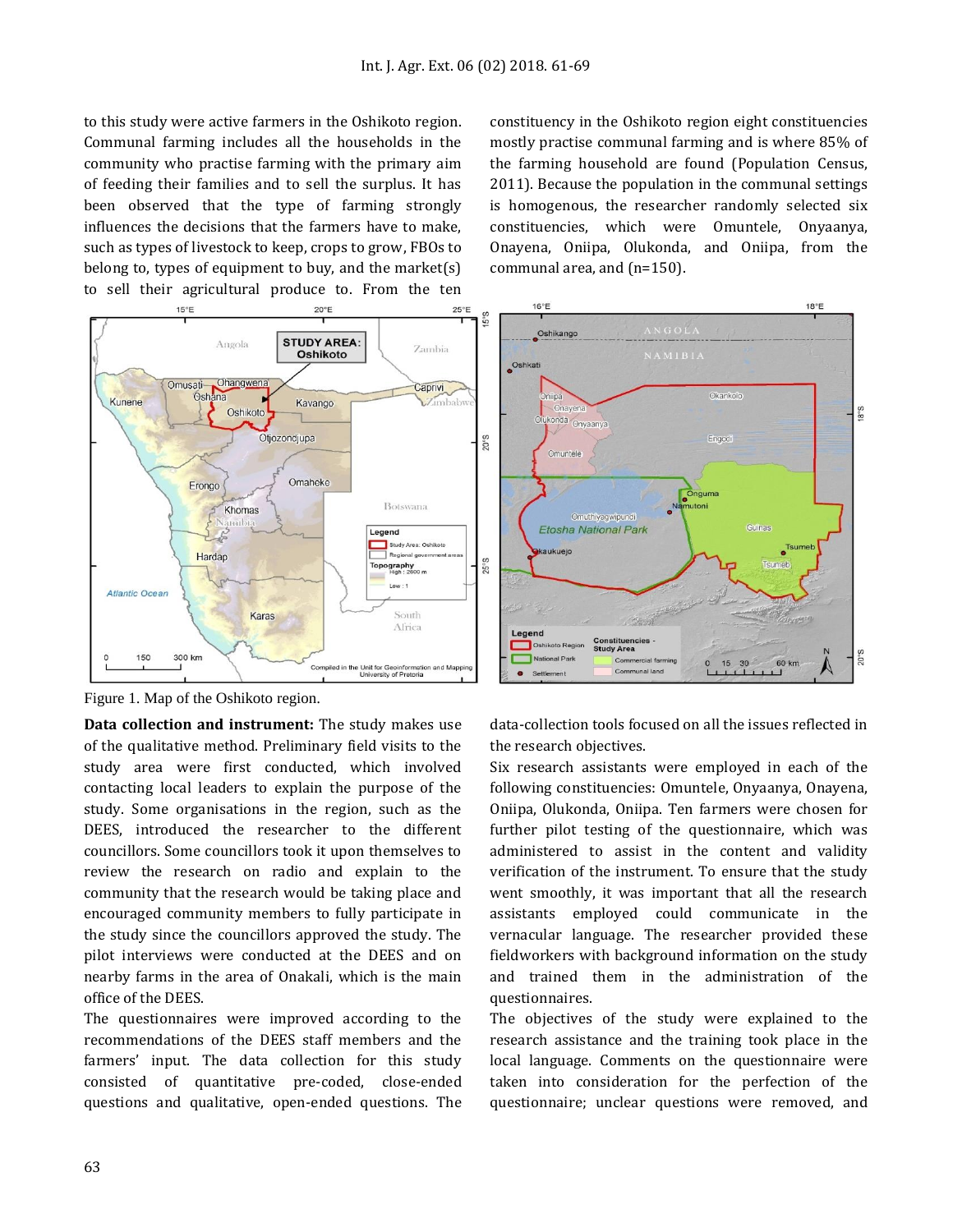to this study were active farmers in the Oshikoto region. Communal farming includes all the households in the community who practise farming with the primary aim of feeding their families and to sell the surplus. It has been observed that the type of farming strongly influences the decisions that the farmers have to make, such as types of livestock to keep, crops to grow, FBOs to belong to, types of equipment to buy, and the market(s) to sell their agricultural produce to. From the ten constituency in the Oshikoto region eight constituencies mostly practise communal farming and is where 85% of the farming household are found (Population Census, 2011). Because the population in the communal settings is homogenous, the researcher randomly selected six constituencies, which were Omuntele, Onyaanya, Onayena, Oniipa, Olukonda, and Oniipa, from the communal area, and (n=150).

Figure 1. Map of the Oshikoto region.

**Data collection and instrument:** The study makes use of the qualitative method. Preliminary field visits to the study area were first conducted, which involved contacting local leaders to explain the purpose of the study. Some organisations in the region, such as the DEES, introduced the researcher to the different councillors. Some councillors took it upon themselves to review the research on radio and explain to the community that the research would be taking place and encouraged community members to fully participate in the study since the councillors approved the study. The pilot interviews were conducted at the DEES and on nearby farms in the area of Onakali, which is the main office of the DEES.

The questionnaires were improved according to the recommendations of the DEES staff members and the farmers' input. The data collection for this study consisted of quantitative pre-coded, close-ended questions and qualitative, open-ended questions. The data-collection tools focused on all the issues reflected in the research objectives.

Six research assistants were employed in each of the following constituencies: Omuntele, Onyaanya, Onayena, Oniipa, Olukonda, Oniipa. Ten farmers were chosen for further pilot testing of the questionnaire, which was administered to assist in the content and validity verification of the instrument. To ensure that the study went smoothly, it was important that all the research assistants employed could communicate in the vernacular language. The researcher provided these fieldworkers with background information on the study and trained them in the administration of the questionnaires.

The objectives of the study were explained to the research assistance and the training took place in the local language. Comments on the questionnaire were taken into consideration for the perfection of the questionnaire; unclear questions were removed, and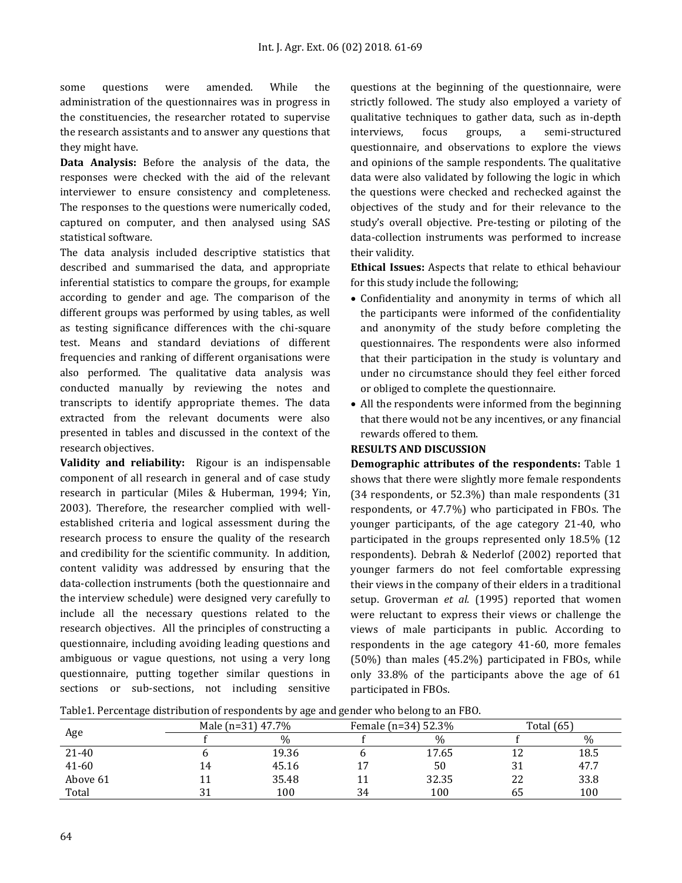some questions were amended. While the administration of the questionnaires was in progress in the constituencies, the researcher rotated to supervise the research assistants and to answer any questions that they might have.

**Data Analysis:** Before the analysis of the data, the responses were checked with the aid of the relevant interviewer to ensure consistency and completeness. The responses to the questions were numerically coded, captured on computer, and then analysed using SAS statistical software.

The data analysis included descriptive statistics that described and summarised the data, and appropriate inferential statistics to compare the groups, for example according to gender and age. The comparison of the different groups was performed by using tables, as well as testing significance differences with the chi-square test. Means and standard deviations of different frequencies and ranking of different organisations were also performed. The qualitative data analysis was conducted manually by reviewing the notes and transcripts to identify appropriate themes. The data extracted from the relevant documents were also presented in tables and discussed in the context of the research objectives.

**Validity and reliability:** Rigour is an indispensable component of all research in general and of case study research in particular (Miles & Huberman, 1994; Yin, 2003). Therefore, the researcher complied with well-established criteria and logical assessment during the research process to ensure the quality of the research and credibility for the scientific community. In addition, content validity was addressed by ensuring that the data-collection instruments (both the questionnaire and the interview schedule) were designed very carefully to include all the necessary questions related to the research objectives. All the principles of constructing a questionnaire, including avoiding leading questions and ambiguous or vague questions, not using a very long questionnaire, putting together similar questions in sections or sub-sections, not including sensitive questions at the beginning of the questionnaire, were strictly followed. The study also employed a variety of qualitative techniques to gather data, such as in-depth interviews, focus groups, a semi-structured questionnaire, and observations to explore the views and opinions of the sample respondents. The qualitative data were also validated by following the logic in which the questions were checked and rechecked against the objectives of the study and for their relevance to the study's overall objective. Pre-testing or piloting of the data-collection instruments was performed to increase their validity.

**Ethical Issues:** Aspects that relate to ethical behaviour for this study include the following;

- Confidentiality and anonymity in terms of which all the participants were informed of the confidentiality and anonymity of the study before completing the questionnaires. The respondents were also informed that their participation in the study is voluntary and under no circumstance should they feel either forced or obliged to complete the questionnaire.
- All the respondents were informed from the beginning that there would not be any incentives, or any financial rewards offered to them.

## RESULTS AND DISCUSSION

**Demographic attributes of the respondents:** Table 1 shows that there were slightly more female respondents (34 respondents, or 52.3%) than male respondents (31 respondents, or 47.7%) who participated in FBOs. The younger participants, of the age category 21-40, who participated in the groups represented only 18.5% (12 respondents). Debrah & Nederlof (2002) reported that younger farmers do not feel comfortable expressing their views in the company of their elders in a traditional setup. Groverman *et al.* (1995) reported that women were reluctant to express their views or challenge the views of male participants in public. According to respondents in the age category 41-60, more females (50%) than males (45.2%) participated in FBOs, while only 33.8% of the participants above the age of 61 participated in FBOs.

Table1. Percentage distribution of respondents by age and gender who belong to an FBO.

| Age | Male (n=31) 47.7% | | Female (n=34) 52.3% | | Total (65) | |
|---|---|---|---|---|---|---|
| | f | % | f | % | f | % |
| 21-40 | 6 | 19.36 | 6 | 17.65 | 12 | 18.5 |
| 41-60 | 14 | 45.16 | 17 | 50 | 31 | 47.7 |
| Above 61 | 11 | 35.48 | 11 | 32.35 | 22 | 33.8 |
| Total | 31 | 100 | 34 | 100 | 65 | 100 |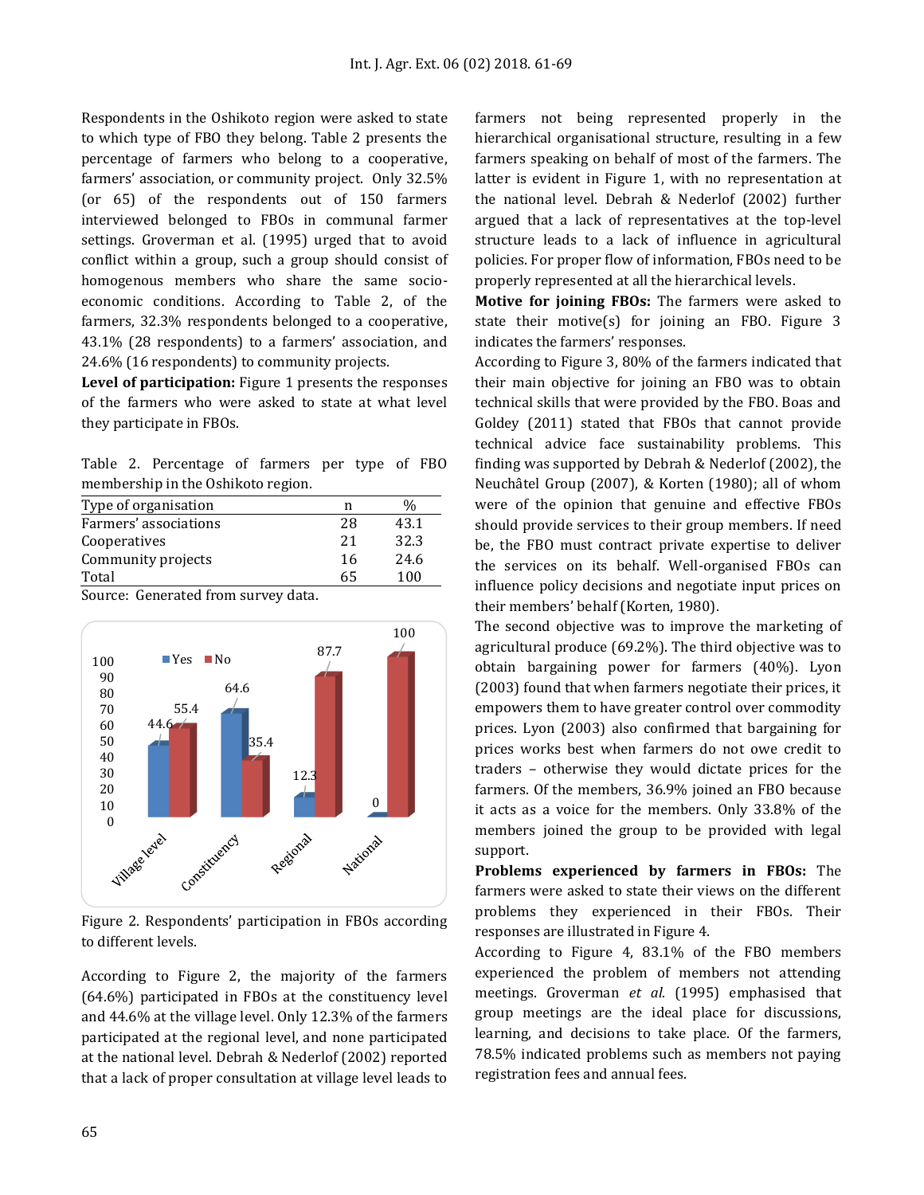Respondents in the Oshikoto region were asked to state to which type of FBO they belong. Table 2 presents the percentage of farmers who belong to a cooperative, farmers' association, or community project. Only 32.5% (or 65) of the respondents out of 150 farmers interviewed belonged to FBOs in communal farmer settings. Groverman et al. (1995) urged that to avoid conflict within a group, such a group should consist of homogenous members who share the same socio-economic conditions. According to Table 2, of the farmers, 32.3% respondents belonged to a cooperative, 43.1% (28 respondents) to a farmers' association, and 24.6% (16 respondents) to community projects.

**Level of participation:** Figure 1 presents the responses of the farmers who were asked to state at what level they participate in FBOs.

Table 2. Percentage of farmers per type of FBO membership in the Oshikoto region.

| Type of organisation | n | % |
|---|---|---|
| Farmers' associations | 28 | 43.1 |
| Cooperatives | 21 | 32.3 |
| Community projects | 16 | 24.6 |
| Total | 65 | 100 |

Source: Generated from survey data.

Figure 2. Respondents' participation in FBOs according to different levels.

According to Figure 2, the majority of the farmers (64.6%) participated in FBOs at the constituency level and 44.6% at the village level. Only 12.3% of the farmers participated at the regional level, and none participated at the national level. Debrah & Nederlof (2002) reported that a lack of proper consultation at village level leads to farmers not being represented properly in the hierarchical organisational structure, resulting in a few farmers speaking on behalf of most of the farmers. The latter is evident in Figure 1, with no representation at the national level. Debrah & Nederlof (2002) further argued that a lack of representatives at the top-level structure leads to a lack of influence in agricultural policies. For proper flow of information, FBOs need to be properly represented at all the hierarchical levels.

**Motive for joining FBOs:** The farmers were asked to state their motive(s) for joining an FBO. Figure 3 indicates the farmers' responses.

According to Figure 3, 80% of the farmers indicated that their main objective for joining an FBO was to obtain technical skills that were provided by the FBO. Boas and Goldey (2011) stated that FBOs that cannot provide technical advice face sustainability problems. This finding was supported by Debrah & Nederlof (2002), the Neuchâtel Group (2007), & Korten (1980); all of whom were of the opinion that genuine and effective FBOs should provide services to their group members. If need be, the FBO must contract private expertise to deliver the services on its behalf. Well-organised FBOs can influence policy decisions and negotiate input prices on their members' behalf (Korten, 1980).

The second objective was to improve the marketing of agricultural produce (69.2%). The third objective was to obtain bargaining power for farmers (40%). Lyon (2003) found that when farmers negotiate their prices, it empowers them to have greater control over commodity prices. Lyon (2003) also confirmed that bargaining for prices works best when farmers do not owe credit to traders – otherwise they would dictate prices for the farmers. Of the members, 36.9% joined an FBO because it acts as a voice for the members. Only 33.8% of the members joined the group to be provided with legal support.

**Problems experienced by farmers in FBOs:** The farmers were asked to state their views on the different problems they experienced in their FBOs. Their responses are illustrated in Figure 4.

According to Figure 4, 83.1% of the FBO members experienced the problem of members not attending meetings. Groverman *et al.* (1995) emphasised that group meetings are the ideal place for discussions, learning, and decisions to take place. Of the farmers, 78.5% indicated problems such as members not paying registration fees and annual fees.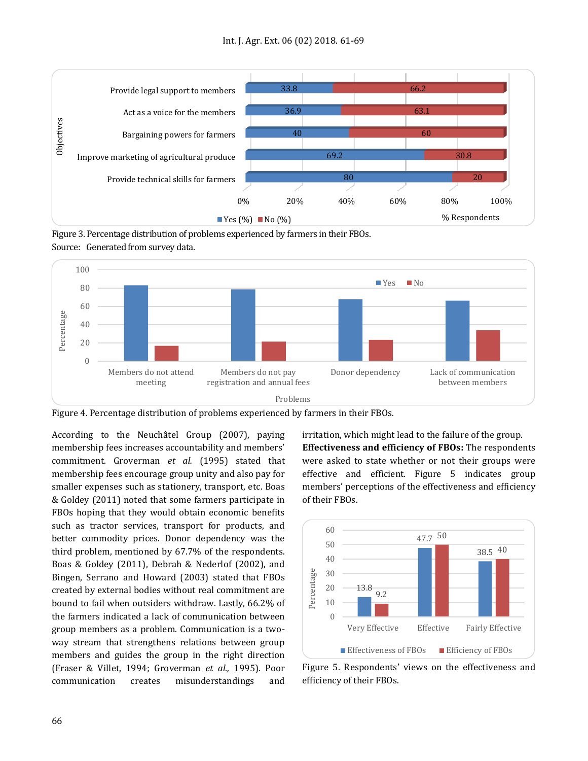| Objectives | Yes (%) | No (%) |
|---|---|---|
| Provide legal support to members | 33.8 | 66.2 |
| Act as a voice for the members | 36.9 | 63.1 |
| Bargaining powers for farmers | 40 | 60 |
| Improve marketing of agricultural produce | 69.2 | 30.8 |
| Provide technical skills for farmers | 80 | 20 |

Figure 3. Percentage distribution of problems experienced by farmers in their FBOs.

Source: Generated from survey data.

Figure 4. Percentage distribution of problems experienced by farmers in their FBOs.

According to the Neuchâtel Group (2007), paying membership fees increases accountability and members' commitment. Groverman *et al.* (1995) stated that membership fees encourage group unity and also pay for smaller expenses such as stationery, transport, etc. Boas & Goldey (2011) noted that some farmers participate in FBOs hoping that they would obtain economic benefits such as tractor services, transport for products, and better commodity prices. Donor dependency was the third problem, mentioned by 67.7% of the respondents. Boas & Goldey (2011), Debrah & Nederlof (2002), and Bingen, Serrano and Howard (2003) stated that FBOs created by external bodies without real commitment are bound to fail when outsiders withdraw. Lastly, 66.2% of the farmers indicated a lack of communication between group members as a problem. Communication is a two-way stream that strengthens relations between group members and guides the group in the right direction (Fraser & Villet, 1994; Groverman *et al.,* 1995). Poor communication creates misunderstandings and irritation, which might lead to the failure of the group.

**Effectiveness and efficiency of FBOs:** The respondents were asked to state whether or not their groups were effective and efficient. Figure 5 indicates group members' perceptions of the effectiveness and efficiency of their FBOs.

| | Effectiveness of FBOs | Efficiency of FBOs |
|---|---|---|
| Very Effective | 13.8 | 9.2 |
| Effective | 47.7 | 50 |
| Fairly Effective | 38.5 | 40 |

Figure 5. Respondents' views on the effectiveness and efficiency of their FBOs.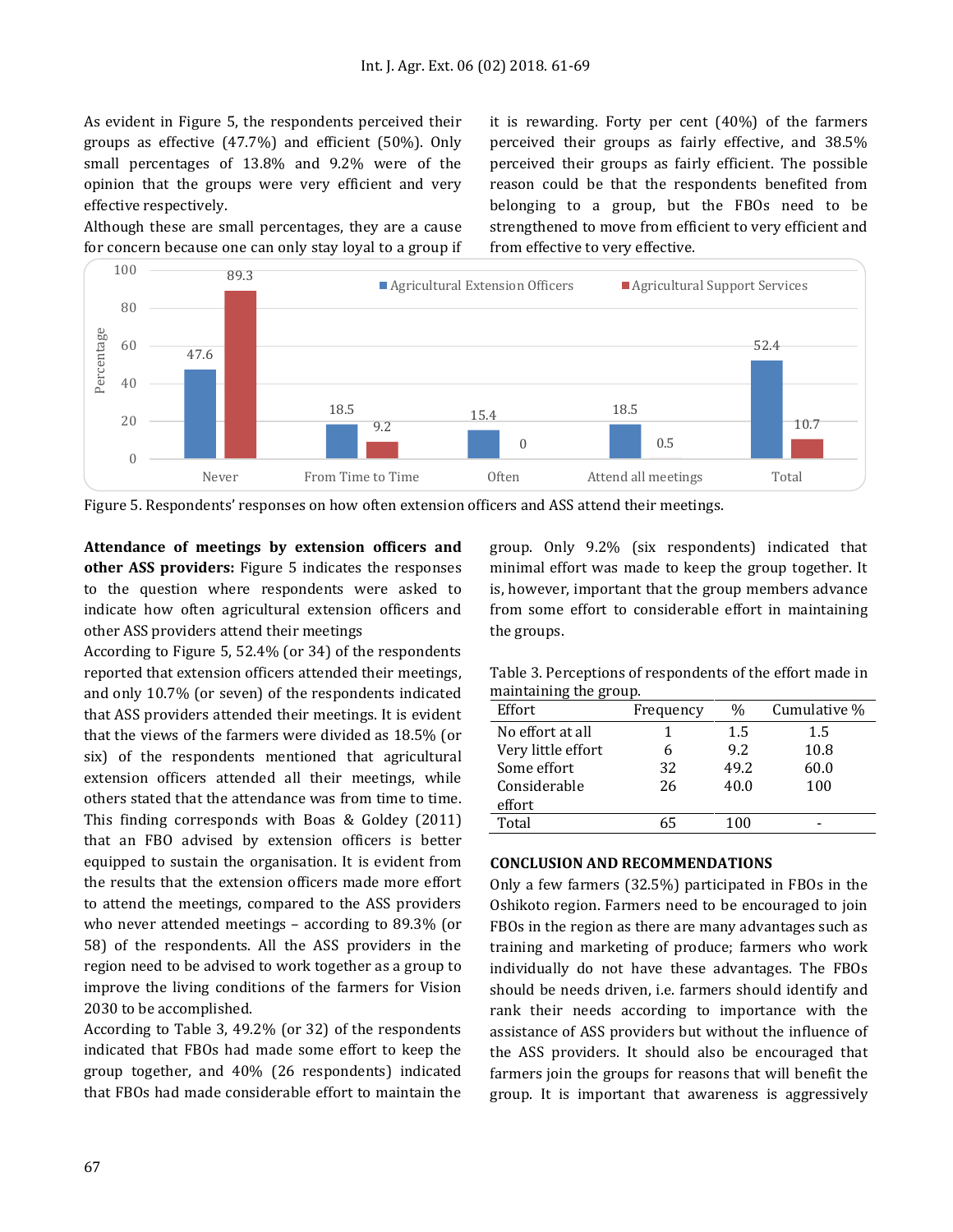As evident in Figure 5, the respondents perceived their groups as effective (47.7%) and efficient (50%). Only small percentages of 13.8% and 9.2% were of the opinion that the groups were very efficient and very effective respectively.

Although these are small percentages, they are a cause for concern because one can only stay loyal to a group if it is rewarding. Forty per cent (40%) of the farmers perceived their groups as fairly effective, and 38.5% perceived their groups as fairly efficient. The possible reason could be that the respondents benefited from belonging to a group, but the FBOs need to be strengthened to move from efficient to very efficient and from effective to very effective.

| | Never | From Time to Time | Often | Attend all meetings | Total |
|---|---|---|---|---|---|
| Agricultural Extension Officers | 47.6 | 18.5 | 15.4 | 18.5 | 52.4 |
| Agricultural Support Services | 89.3 | 9.2 | 0 | 0.5 | 10.7 |

Figure 5. Respondents' responses on how often extension officers and ASS attend their meetings.

**Attendance of meetings by extension officers and other ASS providers:** Figure 5 indicates the responses to the question where respondents were asked to indicate how often agricultural extension officers and other ASS providers attend their meetings

According to Figure 5, 52.4% (or 34) of the respondents reported that extension officers attended their meetings, and only 10.7% (or seven) of the respondents indicated that ASS providers attended their meetings. It is evident that the views of the farmers were divided as 18.5% (or six) of the respondents mentioned that agricultural extension officers attended all their meetings, while others stated that the attendance was from time to time. This finding corresponds with Boas & Goldey (2011) that an FBO advised by extension officers is better equipped to sustain the organisation. It is evident from the results that the extension officers made more effort to attend the meetings, compared to the ASS providers who never attended meetings – according to 89.3% (or 58) of the respondents. All the ASS providers in the region need to be advised to work together as a group to improve the living conditions of the farmers for Vision 2030 to be accomplished.

According to Table 3, 49.2% (or 32) of the respondents indicated that FBOs had made some effort to keep the group together, and 40% (26 respondents) indicated that FBOs had made considerable effort to maintain the group. Only 9.2% (six respondents) indicated that minimal effort was made to keep the group together. It is, however, important that the group members advance from some effort to considerable effort in maintaining the groups.

Table 3. Perceptions of respondents of the effort made in maintaining the group.

| Effort | Frequency | % | Cumulative % |
|---|---|---|---|
| No effort at all | 1 | 1.5 | 1.5 |
| Very little effort | 6 | 9.2 | 10.8 |
| Some effort | 32 | 49.2 | 60.0 |
| Considerable effort | 26 | 40.0 | 100 |
| Total | 65 | 100 | - |

## CONCLUSION AND RECOMMENDATIONS

Only a few farmers (32.5%) participated in FBOs in the Oshikoto region. Farmers need to be encouraged to join FBOs in the region as there are many advantages such as training and marketing of produce; farmers who work individually do not have these advantages. The FBOs should be needs driven, i.e. farmers should identify and rank their needs according to importance with the assistance of ASS providers but without the influence of the ASS providers. It should also be encouraged that farmers join the groups for reasons that will benefit the group. It is important that awareness is aggressively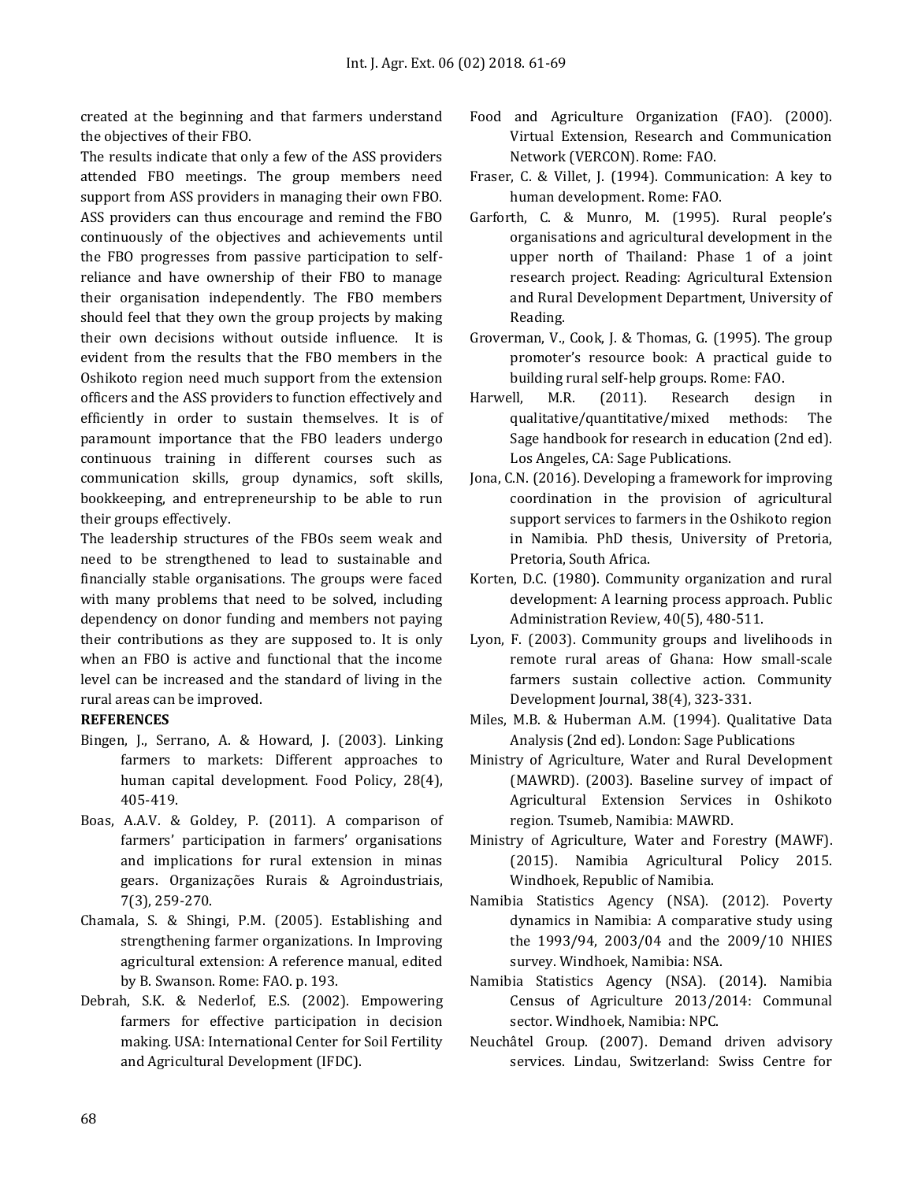created at the beginning and that farmers understand the objectives of their FBO.

The results indicate that only a few of the ASS providers attended FBO meetings. The group members need support from ASS providers in managing their own FBO. ASS providers can thus encourage and remind the FBO continuously of the objectives and achievements until the FBO progresses from passive participation to self-reliance and have ownership of their FBO to manage their organisation independently. The FBO members should feel that they own the group projects by making their own decisions without outside influence. It is evident from the results that the FBO members in the Oshikoto region need much support from the extension officers and the ASS providers to function effectively and efficiently in order to sustain themselves. It is of paramount importance that the FBO leaders undergo continuous training in different courses such as communication skills, group dynamics, soft skills, bookkeeping, and entrepreneurship to be able to run their groups effectively.

The leadership structures of the FBOs seem weak and need to be strengthened to lead to sustainable and financially stable organisations. The groups were faced with many problems that need to be solved, including dependency on donor funding and members not paying their contributions as they are supposed to. It is only when an FBO is active and functional that the income level can be increased and the standard of living in the rural areas can be improved.

**REFERENCES**

Bingen, J., Serrano, A. & Howard, J. (2003). Linking farmers to markets: Different approaches to human capital development. Food Policy, 28(4), 405-419.

Boas, A.A.V. & Goldey, P. (2011). A comparison of farmers' participation in farmers' organisations and implications for rural extension in minas gears. Organizações Rurais & Agroindustriais, 7(3), 259-270.

Chamala, S. & Shingi, P.M. (2005). Establishing and strengthening farmer organizations. In Improving agricultural extension: A reference manual, edited by B. Swanson. Rome: FAO. p. 193.

Debrah, S.K. & Nederlof, E.S. (2002). Empowering farmers for effective participation in decision making. USA: International Center for Soil Fertility and Agricultural Development (IFDC).

Food and Agriculture Organization (FAO). (2000). Virtual Extension, Research and Communication Network (VERCON). Rome: FAO.

Fraser, C. & Villet, J. (1994). Communication: A key to human development. Rome: FAO.

Garforth, C. & Munro, M. (1995). Rural people's organisations and agricultural development in the upper north of Thailand: Phase 1 of a joint research project. Reading: Agricultural Extension and Rural Development Department, University of Reading.

Groverman, V., Cook, J. & Thomas, G. (1995). The group promoter's resource book: A practical guide to building rural self-help groups. Rome: FAO.

Harwell, M.R. (2011). Research design in qualitative/quantitative/mixed methods: The Sage handbook for research in education (2nd ed). Los Angeles, CA: Sage Publications.

Jona, C.N. (2016). Developing a framework for improving coordination in the provision of agricultural support services to farmers in the Oshikoto region in Namibia. PhD thesis, University of Pretoria, Pretoria, South Africa.

Korten, D.C. (1980). Community organization and rural development: A learning process approach. Public Administration Review, 40(5), 480-511.

Lyon, F. (2003). Community groups and livelihoods in remote rural areas of Ghana: How small-scale farmers sustain collective action. Community Development Journal, 38(4), 323-331.

Miles, M.B. & Huberman A.M. (1994). Qualitative Data Analysis (2nd ed). London: Sage Publications

Ministry of Agriculture, Water and Rural Development (MAWRD). (2003). Baseline survey of impact of Agricultural Extension Services in Oshikoto region. Tsumeb, Namibia: MAWRD.

Ministry of Agriculture, Water and Forestry (MAWF). (2015). Namibia Agricultural Policy 2015. Windhoek, Republic of Namibia.

Namibia Statistics Agency (NSA). (2012). Poverty dynamics in Namibia: A comparative study using the 1993/94, 2003/04 and the 2009/10 NHIES survey. Windhoek, Namibia: NSA.

Namibia Statistics Agency (NSA). (2014). Namibia Census of Agriculture 2013/2014: Communal sector. Windhoek, Namibia: NPC.

Neuchâtel Group. (2007). Demand driven advisory services. Lindau, Switzerland: Swiss Centre for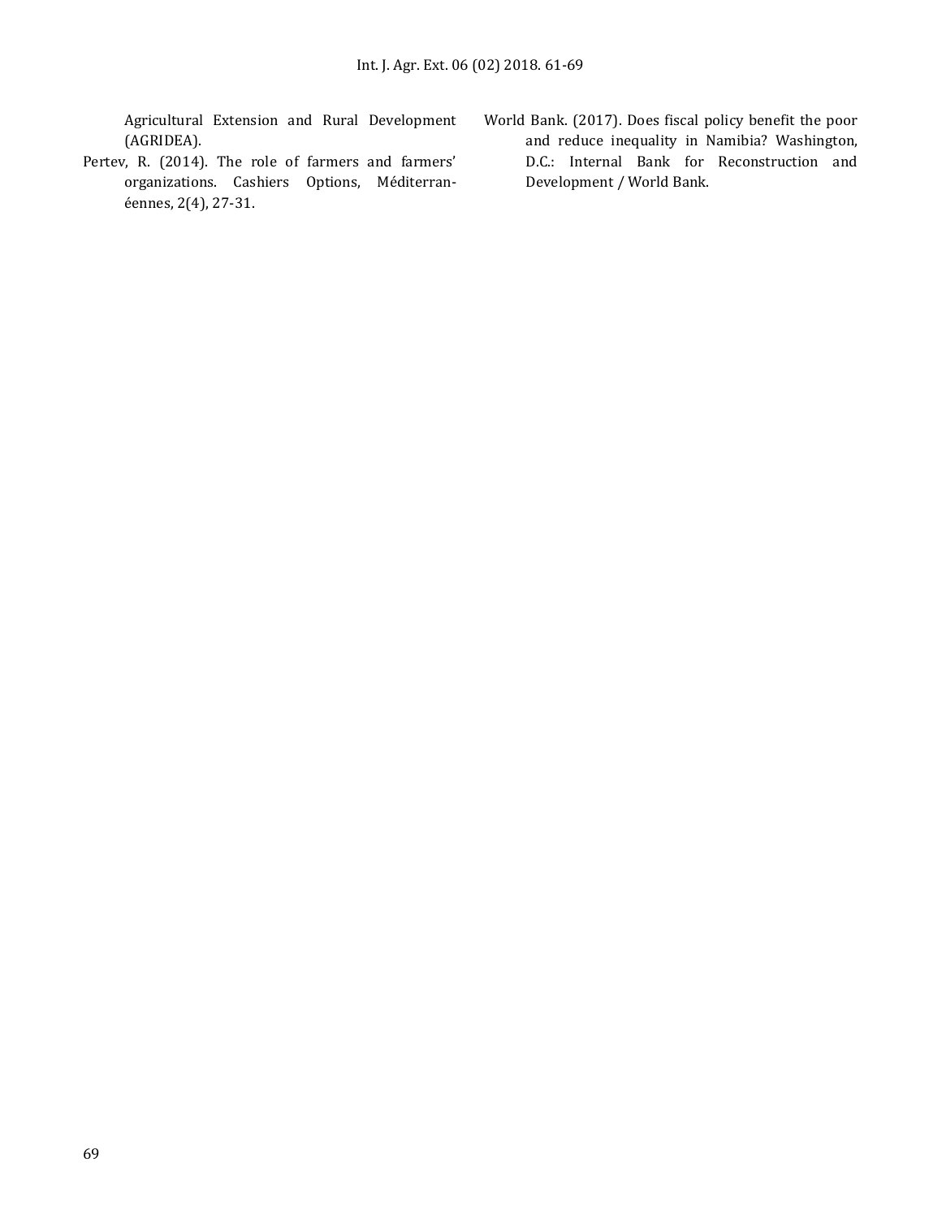Agricultural Extension and Rural Development (AGRIDEA).

Pertev, R. (2014). The role of farmers and farmers' organizations. Cashiers Options, Méditerran-éennes, 2(4), 27-31.

World Bank. (2017). Does fiscal policy benefit the poor and reduce inequality in Namibia? Washington, D.C.: Internal Bank for Reconstruction and Development / World Bank.